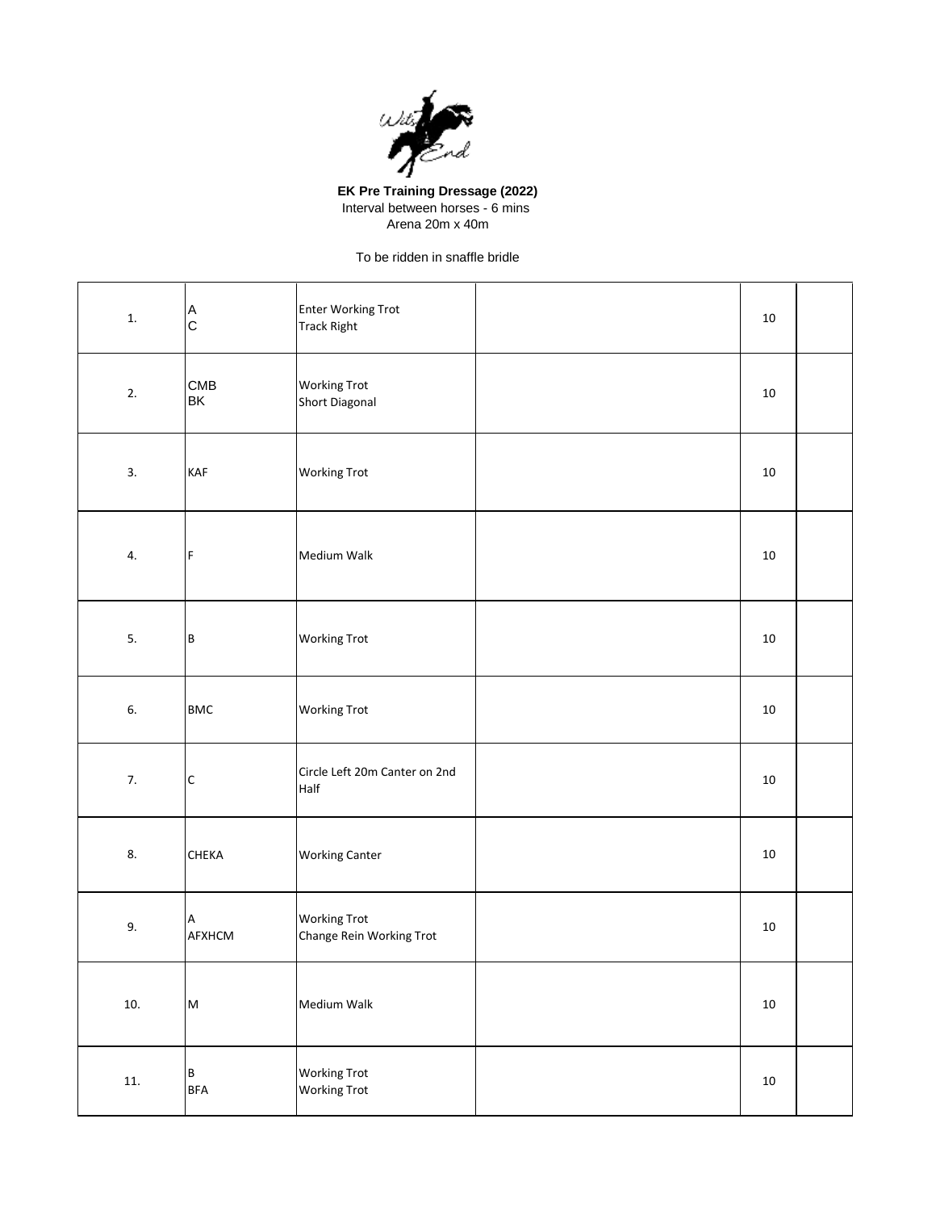**EK Pre Training Dressage (2022)**
Interval between horses - 6 mins
Arena 20m x 40m

To be ridden in snaffle bridle

| | | | | | |
|---|---|---|---|---|---|
| 1. | A<br>C | Enter Working Trot<br>Track Right | | 10 | |
| 2. | CMB<br>BK | Working Trot<br>Short Diagonal | | 10 | |
| 3. | KAF | Working Trot | | 10 | |
| 4. | F | Medium Walk | | 10 | |
| 5. | B | Working Trot | | 10 | |
| 6. | BMC | Working Trot | | 10 | |
| 7. | C | Circle Left 20m Canter on 2nd Half | | 10 | |
| 8. | CHEKA | Working Canter | | 10 | |
| 9. | A<br>AFXHCM | Working Trot<br>Change Rein Working Trot | | 10 | |
| 10. | M | Medium Walk | | 10 | |
| 11. | B<br>BFA | Working Trot<br>Working Trot | | 10 | |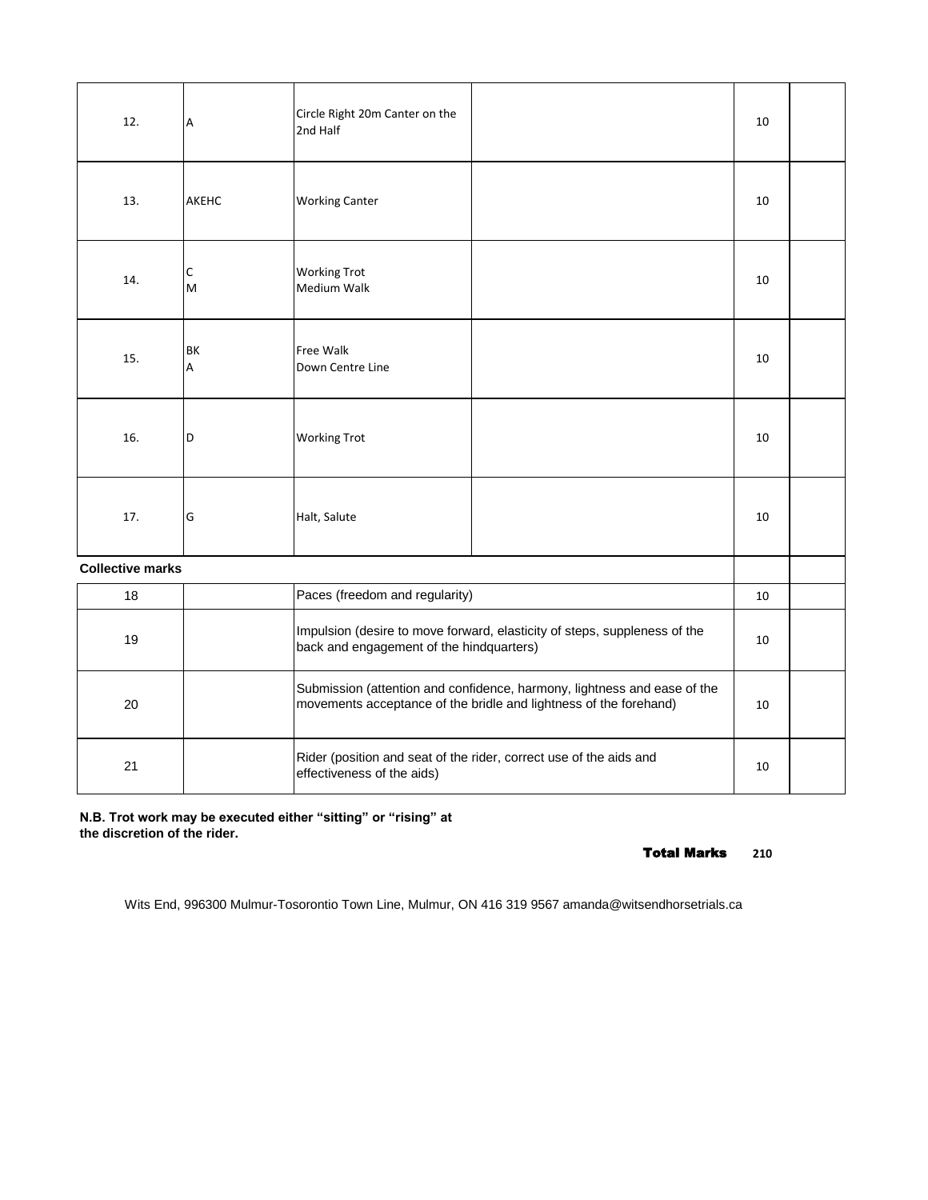| | | | | | |
|---|---|---|---|---|---|
| 12. | A | Circle Right 20m Canter on the 2nd Half | | 10 | |
| 13. | AKEHC | Working Canter | | 10 | |
| 14. | C<br>M | Working Trot<br>Medium Walk | | 10 | |
| 15. | BK<br>A | Free Walk<br>Down Centre Line | | 10 | |
| 16. | D | Working Trot | | 10 | |
| 17. | G | Halt, Salute | | 10 | |
| **Collective marks** | | | | | |
| 18 | | Paces (freedom and regularity) | | 10 | |
| 19 | | Impulsion (desire to move forward, elasticity of steps, suppleness of the back and engagement of the hindquarters) | | 10 | |
| 20 | | Submission (attention and confidence, harmony, lightness and ease of the movements acceptance of the bridle and lightness of the forehand) | | 10 | |
| 21 | | Rider (position and seat of the rider, correct use of the aids and effectiveness of the aids) | | 10 | |

**N.B. Trot work may be executed either "sitting" or "rising" at the discretion of the rider.**

**Total Marks** **210**

Wits End, 996300 Mulmur-Tosorontio Town Line, Mulmur, ON 416 319 9567 amanda@witsendhorsetrials.ca